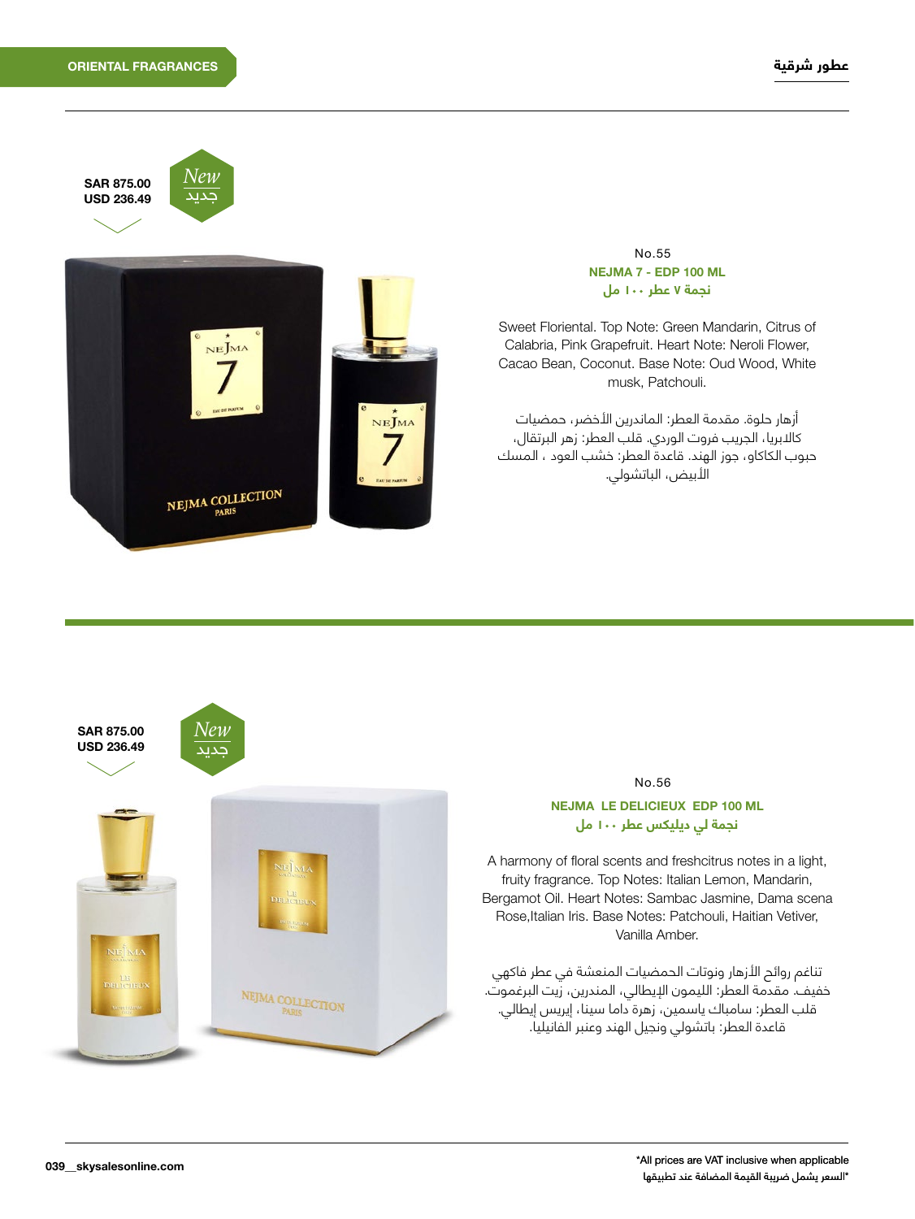ORIENTAL FRAGRANCES

عطور شرقية

SAR 875.00
USD 236.49

New
جديد

No.55

**NEJMA 7 - EDP 100 ML**

**نجمة ٧ عطر ١٠٠ مل**

Sweet Floriental. Top Note: Green Mandarin, Citrus of Calabria, Pink Grapefruit. Heart Note: Neroli Flower, Cacao Bean, Coconut. Base Note: Oud Wood, White musk, Patchouli.

أزهار حلوة. مقدمة العطر: الماندرين الأخضر، حمضيات كالابريا، الجريب فروت الوردي. قلب العطر: زهر البرتقال، حبوب الكاكاو، جوز الهند. قاعدة العطر: خشب العود ، المسك الأبيض، الباتشولي.

---

SAR 875.00
USD 236.49

New
جديد

No.56

**NEJMA LE DELICIEUX EDP 100 ML**

**نجمة لي ديليكس عطر ١٠٠ مل**

A harmony of floral scents and freshcitrus notes in a light, fruity fragrance. Top Notes: Italian Lemon, Mandarin, Bergamot Oil. Heart Notes: Sambac Jasmine, Dama scena Rose,Italian Iris. Base Notes: Patchouli, Haitian Vetiver, Vanilla Amber.

تناغم روائح الأزهار ونوتات الحمضيات المنعشة في عطر فاكهي خفيف. مقدمة العطر: الليمون الإيطالي، المندرين، زيت البرغموت. قلب العطر: سامباك ياسمين، زهرة داما سينا، إيريس إيطالي. قاعدة العطر: باتشولي ونجيل الهند وعنبر الفانيليا.

*All prices are VAT inclusive when applicable

*السعر يشمل ضريبة القيمة المضافة عند تطبيقها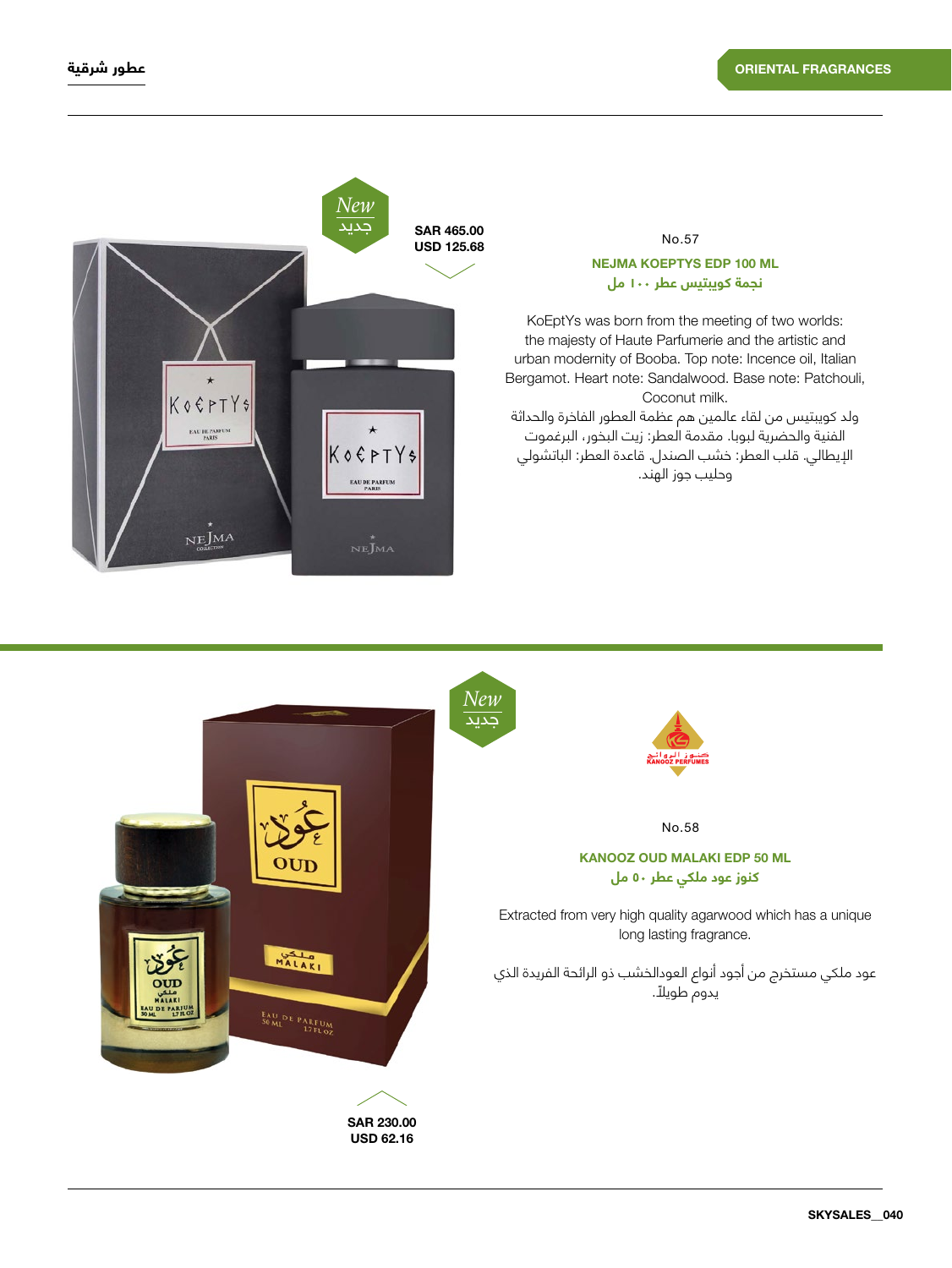## ORIENTAL FRAGRANCES

## عطور شرقية

New
جديد

SAR 465.00
USD 125.68

No.57

### NEJMA KOEPTYS EDP 100 ML

### نجمة كويبتيس عطر ١٠٠ مل

KoEptYs was born from the meeting of two worlds: the majesty of Haute Parfumerie and the artistic and urban modernity of Booba. Top note: Incence oil, Italian Bergamot. Heart note: Sandalwood. Base note: Patchouli, Coconut milk.

ولد كويبتيس من لقاء عالمين هم عظمة العطور الفاخرة والحداثة الفنية والحضرية لبوبا. مقدمة العطر: زيت البخور، البرغموت الإيطالي. قلب العطر: خشب الصندل. قاعدة العطر: الباتشولي وحليب جوز الهند.

---

New
جديد

كنوز الروائح
KANOOZ PERFUMES

No.58

### KANOOZ OUD MALAKI EDP 50 ML

### كنوز عود ملكي عطر ٥٠ مل

Extracted from very high quality agarwood which has a unique long lasting fragrance.

عود ملكي مستخرج من أجود أنواع العودالخشب ذو الرائحة الفريدة الذي يدوم طويلاً.

SAR 230.00
USD 62.16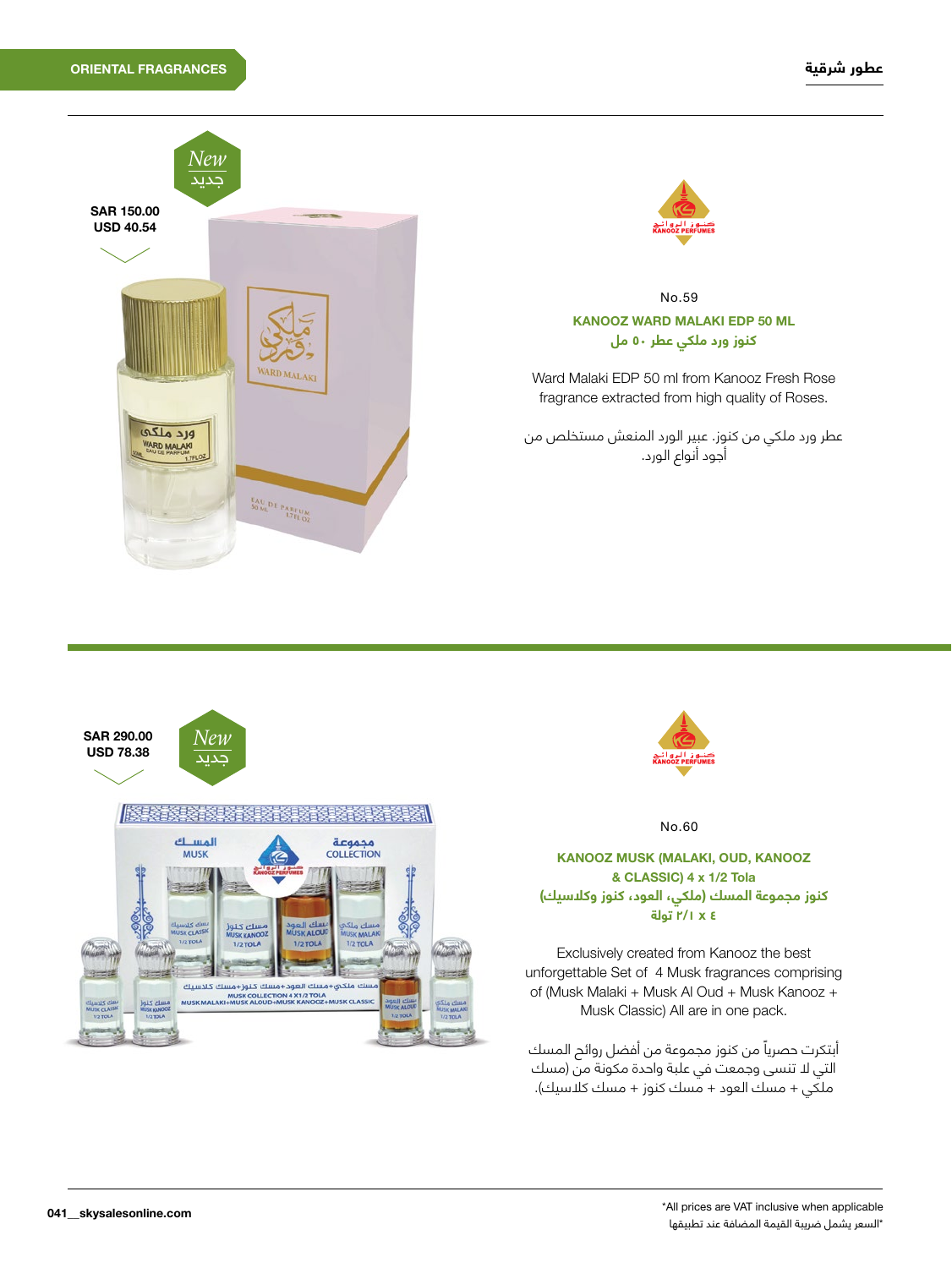ORIENTAL FRAGRANCES

عطور شرقية

New
جديد

SAR 150.00
USD 40.54

No.59

**KANOOZ WARD MALAKI EDP 50 ML**
**كنوز ورد ملكي عطر ٥٠ مل**

Ward Malaki EDP 50 ml from Kanooz Fresh Rose fragrance extracted from high quality of Roses.

عطر ورد ملكي من كنوز. عبير الورد المنعش مستخلص من أجود أنواع الورد.

---

New
جديد

SAR 290.00
USD 78.38

No.60

**KANOOZ MUSK (MALAKI, OUD, KANOOZ & CLASSIC) 4 x 1/2 Tola**
**كنوز مجموعة المسك (ملكي، العود، كنوز وكلاسيك) ٤ x ١/٢ تولة**

Exclusively created from Kanooz the best unforgettable Set of 4 Musk fragrances comprising of (Musk Malaki + Musk Al Oud + Musk Kanooz + Musk Classic) All are in one pack.

أبتكرت حصرياً من كنوز مجموعة من أفضل روائح المسك التي لا تنسى وجمعت في علبة واحدة مكونة من (مسك ملكي + مسك العود + مسك كنوز + مسك كلاسيك).

*All prices are VAT inclusive when applicable
*السعر يشمل ضريبة القيمة المضافة عند تطبيقها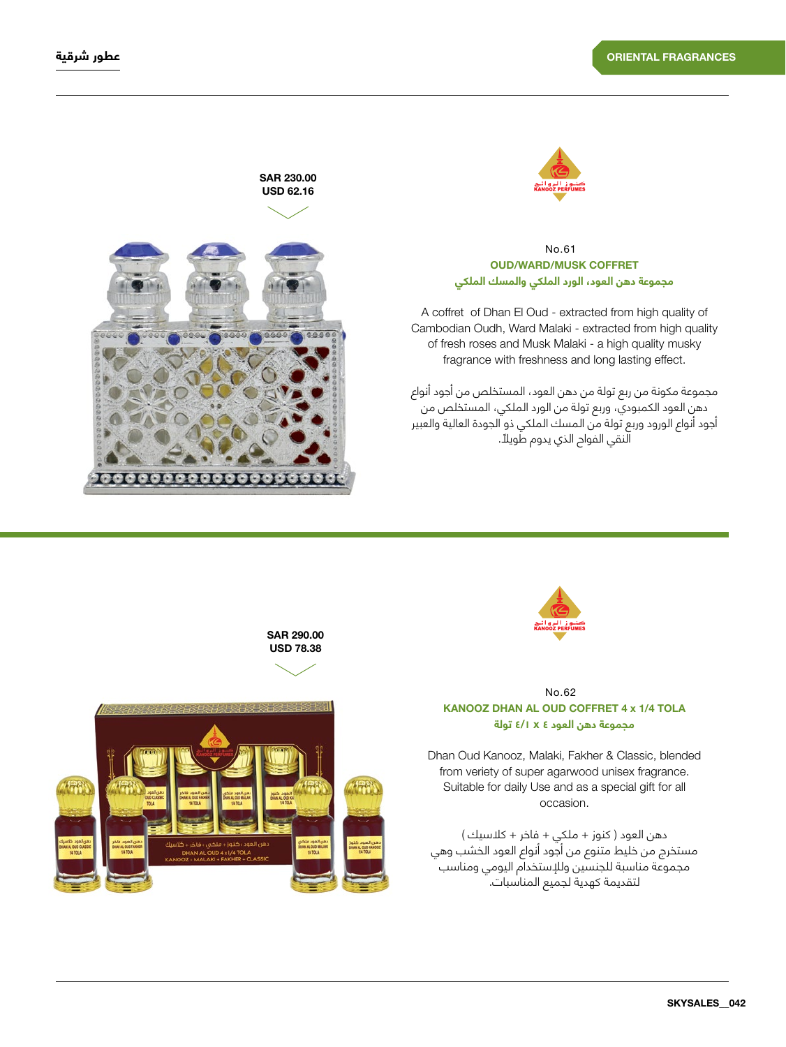## ORIENTAL FRAGRANCES

## عطور شرقية

SAR 230.00
USD 62.16

No.61

### OUD/WARD/MUSK COFFRET

### مجموعة دهن العود، الورد الملكي والمسك الملكي

A coffret of Dhan El Oud - extracted from high quality of Cambodian Oudh, Ward Malaki - extracted from high quality of fresh roses and Musk Malaki - a high quality musky fragrance with freshness and long lasting effect.

مجموعة مكونة من ربع تولة من دهن العود، المستخلص من أجود أنواع دهن العود الكمبودي، وربع تولة من الورد الملكي، المستخلص من أجود أنواع الورود وربع تولة من المسك الملكي ذو الجودة العالية والعبير النقي الفواح الذي يدوم طويلاً.

---

SAR 290.00
USD 78.38

No.62

### KANOOZ DHAN AL OUD COFFRET 4 x 1/4 TOLA

### مجموعة دهن العود ٤ x ١/٤ تولة

Dhan Oud Kanooz, Malaki, Fakher & Classic, blended from variety of super agarwood unisex fragrance. Suitable for daily Use and as a special gift for all occasion.

دهن العود ( كنوز + ملكي + فاخر + كلاسيك ) مستخرج من خليط متنوع من أجود أنواع العود الخشب وهي مجموعة مناسبة للجنسين وللإستخدام اليومي ومناسب لتقديمة كهدية لجميع المناسبات.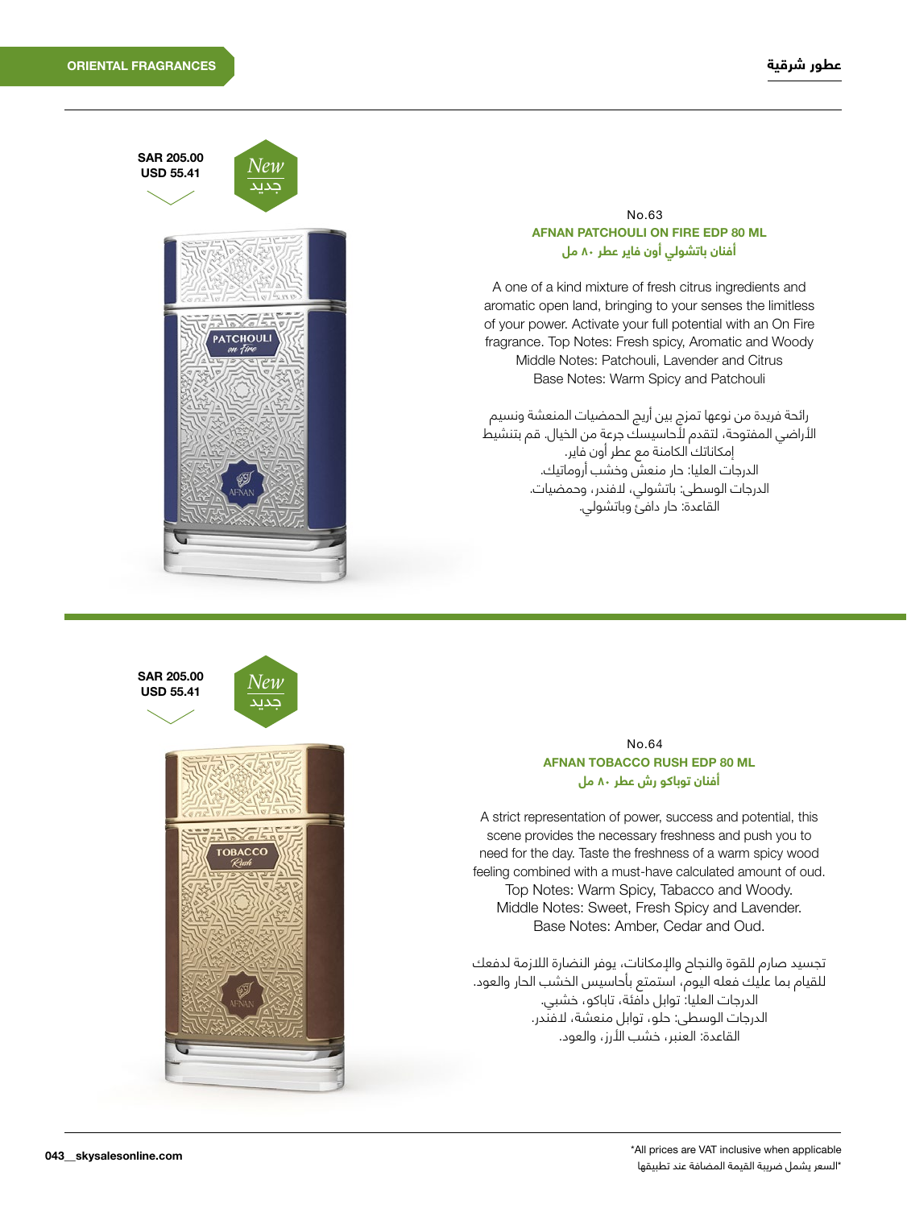ORIENTAL FRAGRANCES

عطور شرقية

SAR 205.00
USD 55.41

New
جديد

No.63

**AFNAN PATCHOULI ON FIRE EDP 80 ML**

**أفنان باتشولي أون فاير عطر ٨٠ مل**

A one of a kind mixture of fresh citrus ingredients and aromatic open land, bringing to your senses the limitless of your power. Activate your full potential with an On Fire fragrance. Top Notes: Fresh spicy, Aromatic and Woody
Middle Notes: Patchouli, Lavender and Citrus
Base Notes: Warm Spicy and Patchouli

رائحة فريدة من نوعها تمزج بين أريج الحمضيات المنعشة ونسيم الأراضي المفتوحة، لتقدم لأحاسيسك جرعة من الخيال. قم بتنشيط إمكاناتك الكامنة مع عطر أون فاير.
الدرجات العليا: حار منعش وخشب أروماتيك.
الدرجات الوسطى: باتشولي، لافندر، وحمضيات.
القاعدة: حار دافئ وباتشولي.

SAR 205.00
USD 55.41

New
جديد

No.64

**AFNAN TOBACCO RUSH EDP 80 ML**

**أفنان توباكو رش عطر ٨٠ مل**

A strict representation of power, success and potential, this scene provides the necessary freshness and push you to need for the day. Taste the freshness of a warm spicy wood feeling combined with a must-have calculated amount of oud.
Top Notes: Warm Spicy, Tabacco and Woody.
Middle Notes: Sweet, Fresh Spicy and Lavender.
Base Notes: Amber, Cedar and Oud.

تجسيد صارم للقوة والنجاح والإمكانات، يوفر النضارة اللازمة لدفعك للقيام بما عليك فعله اليوم، استمتع بأحاسيس الخشب الحار والعود.
الدرجات العليا: توابل دافئة، تاباكو، خشبي.
الدرجات الوسطى: حلو، توابل منعشة، لافندر.
القاعدة: العنبر، خشب الأرز، والعود.

*All prices are VAT inclusive when applicable
*السعر يشمل ضريبة القيمة المضافة عند تطبيقها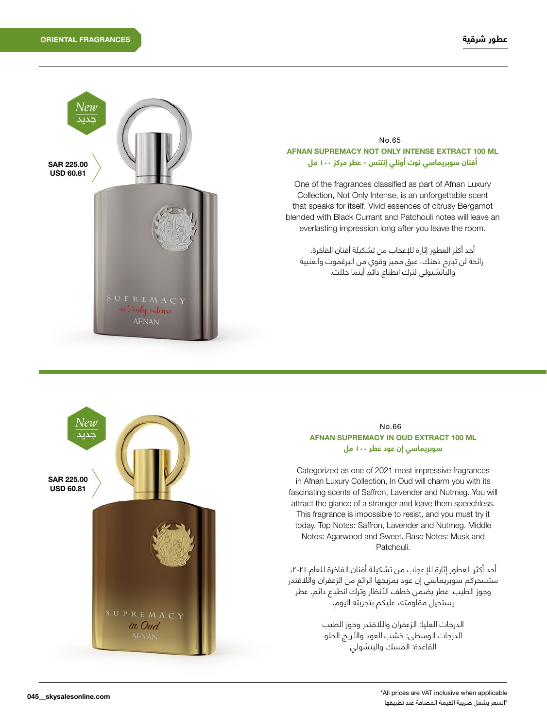**ORIENTAL FRAGRANCES** | **عطور شرقية**

---

New
جديد

**SAR 225.00**
**USD 60.81**

No.65

### AFNAN SUPREMACY NOT ONLY INTENSE EXTRACT 100 ML

### أفنان سوبريماسي نوت أونلي إنتنس - عطر مركز ١٠٠ مل

One of the fragrances classified as part of Afnan Luxury Collection, Not Only Intense, is an unforgettable scent that speaks for itself. Vivid essences of citrusy Bergamot blended with Black Currant and Patchouli notes will leave an everlasting impression long after you leave the room.

أحد أكثر العطور إثارة للإعجاب من تشكيلة أفنان الفاخرة.
رائحة لن تبارح ذهنك، عبق مميز وقوي من البرغموت والعنبية والباتشيولي لترك انطباع دائم أينما حللت.

---

New
جديد

**SAR 225.00**
**USD 60.81**

No.66

### AFNAN SUPREMACY IN OUD EXTRACT 100 ML

### سوبريماسي إن عود عطر ١٠٠ مل

Categorized as one of 2021 most impressive fragrances in Afnan Luxury Collection, In Oud will charm you with its fascinating scents of Saffron, Lavender and Nutmeg. You will attract the glance of a stranger and leave them speechless. This fragrance is impossible to resist, and you must try it today. Top Notes: Saffron, Lavender and Nutmeg. Middle Notes: Agarwood and Sweet. Base Notes: Musk and Patchouli.

أحد أكثر العطور إثارة للإعجاب من تشكيلة أفنان الفاخرة للعام ٢٠٢١، ستسحركم سوبريماسي إن عود بمزيجها الرائع من الزعفران واللافندر وجوز الطيب. عطر يضمن خطف الأنظار وترك انطباع دائم. عطر يستحيل مقاومته، عليكم بتجربته اليوم.

الدرجات العليا: الزعفران واللافندر وجوز الطيب
الدرجات الوسطى: خشب العود والأريج الحلو
القاعدة: المسك والبتشولي

---

*All prices are VAT inclusive when applicable
*السعر يشمل ضريبة القيمة المضافة عند تطبيقها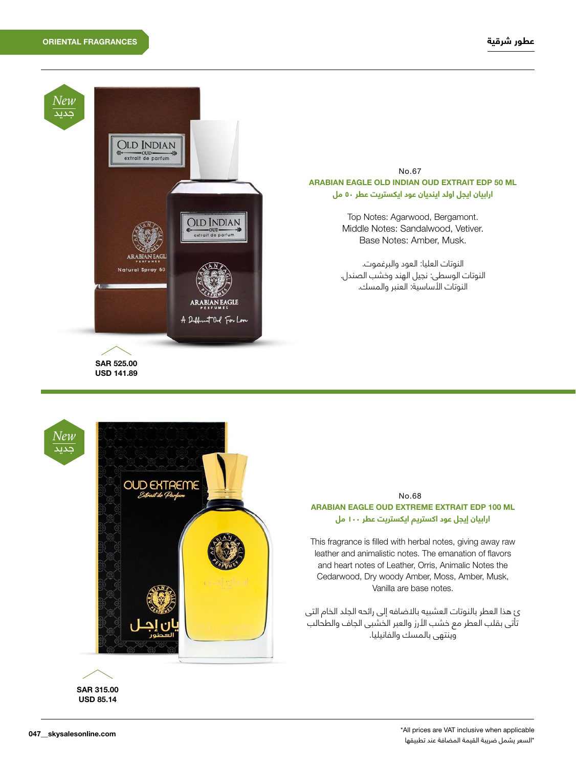ORIENTAL FRAGRANCES

عطور شرقية

New
جديد

No.67

**ARABIAN EAGLE OLD INDIAN OUD EXTRAIT EDP 50 ML**

**ارابيان ايجل اولد ايندين عود ايكستريت عطر ٥٠ مل**

Top Notes: Agarwood, Bergamont.
Middle Notes: Sandalwood, Vetiver.
Base Notes: Amber, Musk.

النوتات العليا: العود والبرغموت.
النوتات الوسطى: نجيل الهند وخشب الصندل.
النوتات الأساسية: العنبر والمسك.

**SAR 525.00**
**USD 141.89**

New
جديد

No.68

**ARABIAN EAGLE OUD EXTREME EXTRAIT EDP 100 ML**

**ارابيان إيجل عود اكستريم ايكستريت عطر ١٠٠ مل**

This fragrance is filled with herbal notes, giving away raw leather and animalistic notes. The emanation of flavors and heart notes of Leather, Orris, Animalic Notes the Cedarwood, Dry woody Amber, Moss, Amber, Musk, Vanilla are base notes.

ئ هذا العطر بالنوتات العشبيه بالاضافه إلى رائحه الجلد الخام التى تأتى بقلب العطر مع خشب الأرز والعبر الخشبى الجاف والطحالب وينتهى بالمسك والفانيليا.

**SAR 315.00**
**USD 85.14**

*All prices are VAT inclusive when applicable
*السعر يشمل ضريبة القيمة المضافة عند تطبيقها